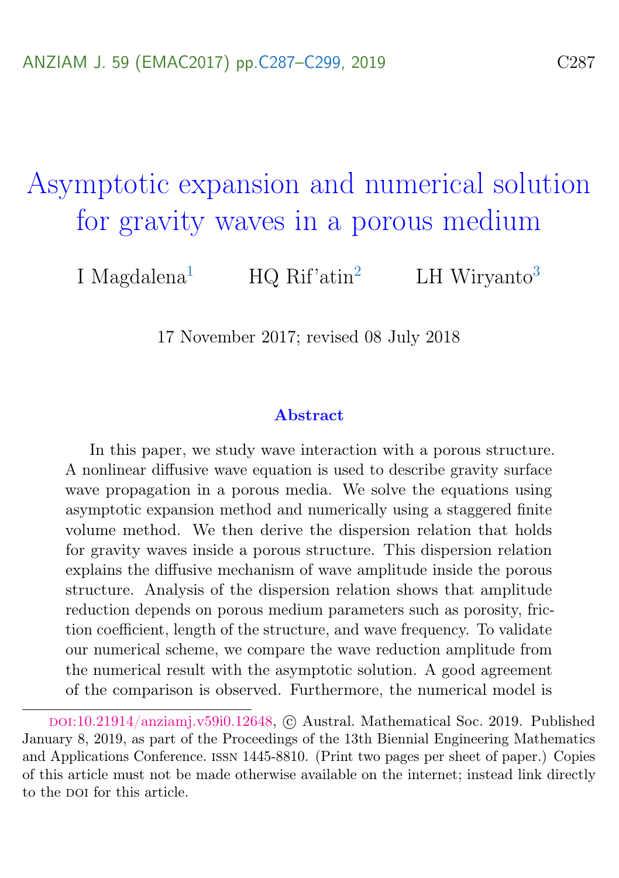# Asymptotic expansion and numerical solution for gravity waves in a porous medium

I Magdalena[1] HQ Rif'atin[2] LH Wiryanto[3]

17 November 2017; revised 08 July 2018

### Abstract

In this paper, we study wave interaction with a porous structure. A nonlinear diffusive wave equation is used to describe gravity surface wave propagation in a porous media. We solve the equations using asymptotic expansion method and numerically using a staggered finite volume method. We then derive the dispersion relation that holds for gravity waves inside a porous structure. This dispersion relation explains the diffusive mechanism of wave amplitude inside the porous structure. Analysis of the dispersion relation shows that amplitude reduction depends on porous medium parameters such as porosity, friction coefficient, length of the structure, and wave frequency. To validate our numerical scheme, we compare the wave reduction amplitude from the numerical result with the asymptotic solution. A good agreement of the comparison is observed. Furthermore, the numerical model is

---

doi:10.21914/anziamj.v59i0.12648, © Austral. Mathematical Soc. 2019. Published January 8, 2019, as part of the Proceedings of the 13th Biennial Engineering Mathematics and Applications Conference. issn 1445-8810. (Print two pages per sheet of paper.) Copies of this article must not be made otherwise available on the internet; instead link directly to the doi for this article.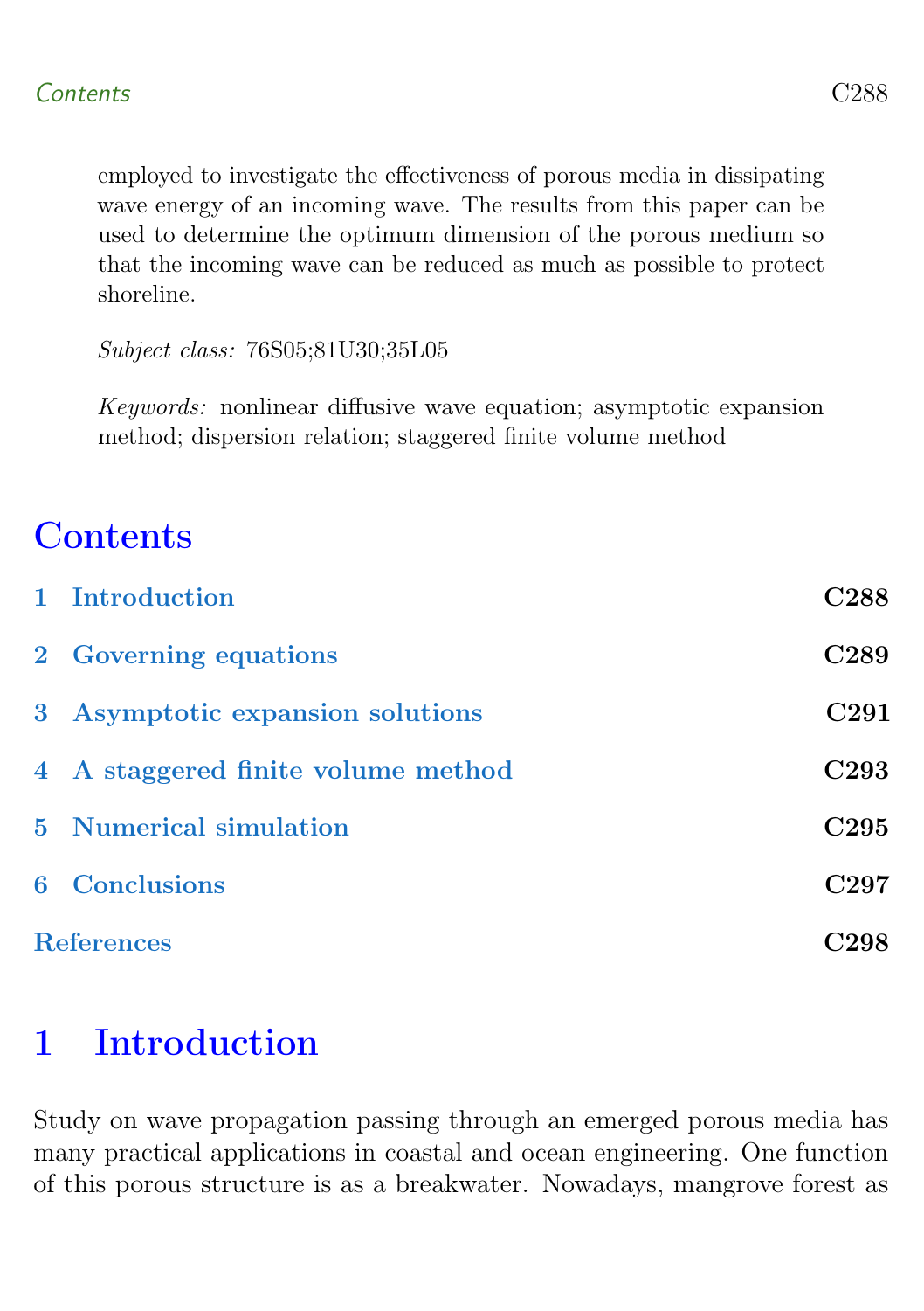employed to investigate the effectiveness of porous media in dissipating wave energy of an incoming wave. The results from this paper can be used to determine the optimum dimension of the porous medium so that the incoming wave can be reduced as much as possible to protect shoreline.

*Subject class:* 76S05;81U30;35L05

*Keywords:* nonlinear diffusive wave equation; asymptotic expansion method; dispersion relation; staggered finite volume method

# Contents

| | |
|---|---|
| 1 Introduction | C288 |
| 2 Governing equations | C289 |
| 3 Asymptotic expansion solutions | C291 |
| 4 A staggered finite volume method | C293 |
| 5 Numerical simulation | C295 |
| 6 Conclusions | C297 |
| References | C298 |

# 1 Introduction

Study on wave propagation passing through an emerged porous media has many practical applications in coastal and ocean engineering. One function of this porous structure is as a breakwater. Nowadays, mangrove forest as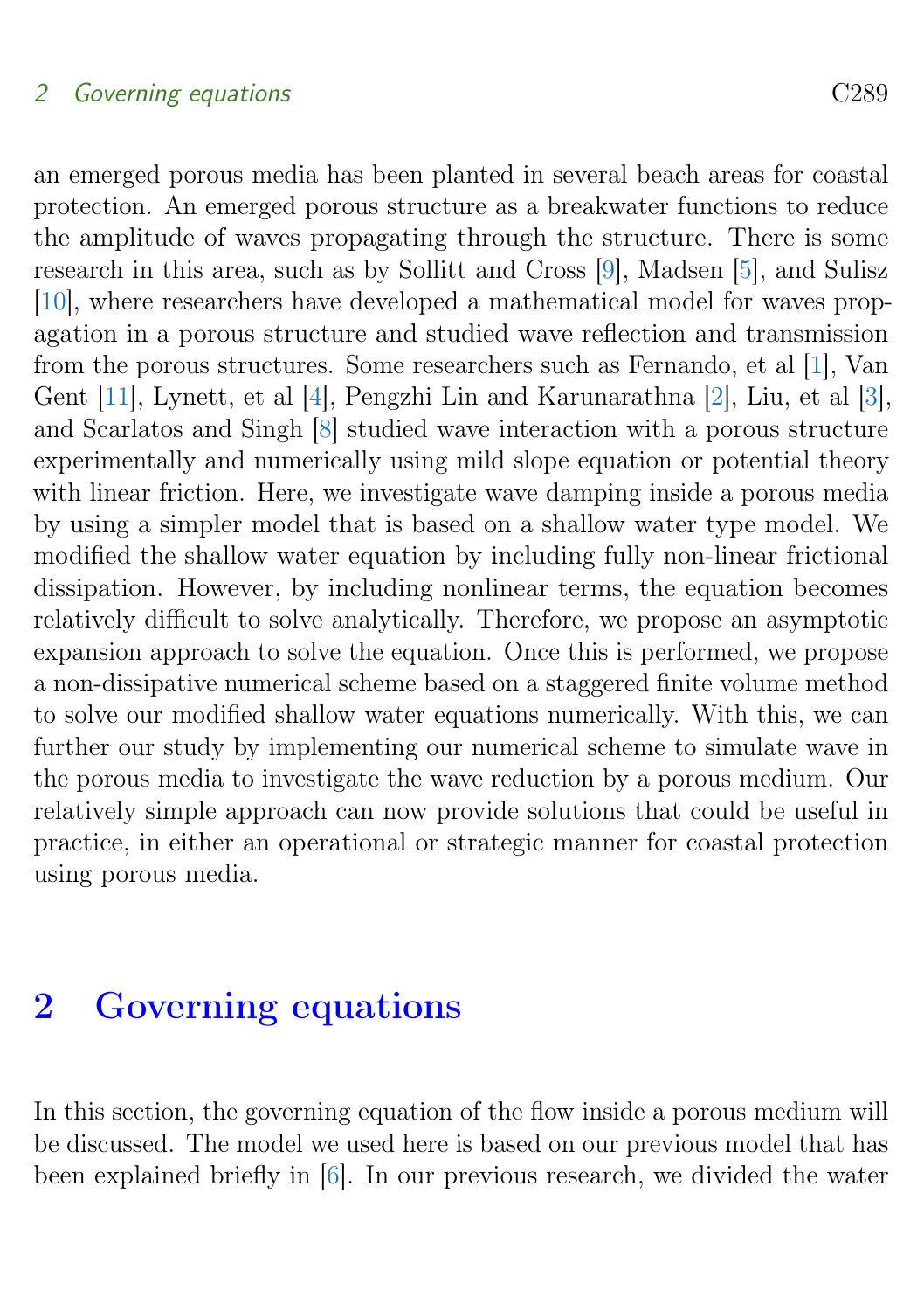an emerged porous media has been planted in several beach areas for coastal protection. An emerged porous structure as a breakwater functions to reduce the amplitude of waves propagating through the structure. There is some research in this area, such as by Sollitt and Cross [9], Madsen [5], and Sulisz [10], where researchers have developed a mathematical model for waves propagation in a porous structure and studied wave reflection and transmission from the porous structures. Some researchers such as Fernando, et al [1], Van Gent [11], Lynett, et al [4], Pengzhi Lin and Karunarathna [2], Liu, et al [3], and Scarlatos and Singh [8] studied wave interaction with a porous structure experimentally and numerically using mild slope equation or potential theory with linear friction. Here, we investigate wave damping inside a porous media by using a simpler model that is based on a shallow water type model. We modified the shallow water equation by including fully non-linear frictional dissipation. However, by including nonlinear terms, the equation becomes relatively difficult to solve analytically. Therefore, we propose an asymptotic expansion approach to solve the equation. Once this is performed, we propose a non-dissipative numerical scheme based on a staggered finite volume method to solve our modified shallow water equations numerically. With this, we can further our study by implementing our numerical scheme to simulate wave in the porous media to investigate the wave reduction by a porous medium. Our relatively simple approach can now provide solutions that could be useful in practice, in either an operational or strategic manner for coastal protection using porous media.

## 2 Governing equations

In this section, the governing equation of the flow inside a porous medium will be discussed. The model we used here is based on our previous model that has been explained briefly in [6]. In our previous research, we divided the water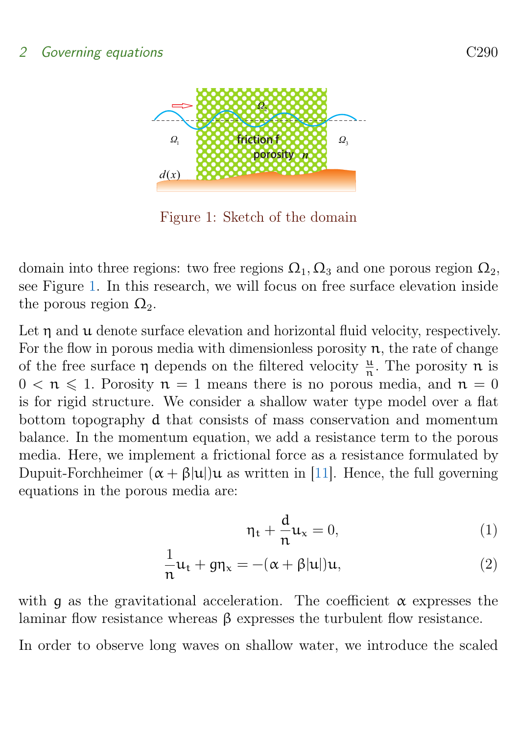Figure 1: Sketch of the domain

domain into three regions: two free regions $\Omega_1, \Omega_3$ and one porous region $\Omega_2$, see Figure 1. In this research, we will focus on free surface elevation inside the porous region $\Omega_2$.

Let $\eta$ and $u$ denote surface elevation and horizontal fluid velocity, respectively. For the flow in porous media with dimensionless porosity $n$, the rate of change of the free surface $\eta$ depends on the filtered velocity $\frac{u}{n}$. The porosity $n$ is $0 < n \leqslant 1$. Porosity $n = 1$ means there is no porous media, and $n = 0$ is for rigid structure. We consider a shallow water type model over a flat bottom topography $d$ that consists of mass conservation and momentum balance. In the momentum equation, we add a resistance term to the porous media. Here, we implement a frictional force as a resistance formulated by Dupuit-Forchheimer $(\alpha + \beta|u|)u$ as written in [11]. Hence, the full governing equations in the porous media are:

$$\eta_t + \frac{d}{n}u_x = 0, \tag{1}$$

$$\frac{1}{n}u_t + g\eta_x = -(\alpha + \beta|u|)u, \tag{2}$$

with $g$ as the gravitational acceleration. The coefficient $\alpha$ expresses the laminar flow resistance whereas $\beta$ expresses the turbulent flow resistance.

In order to observe long waves on shallow water, we introduce the scaled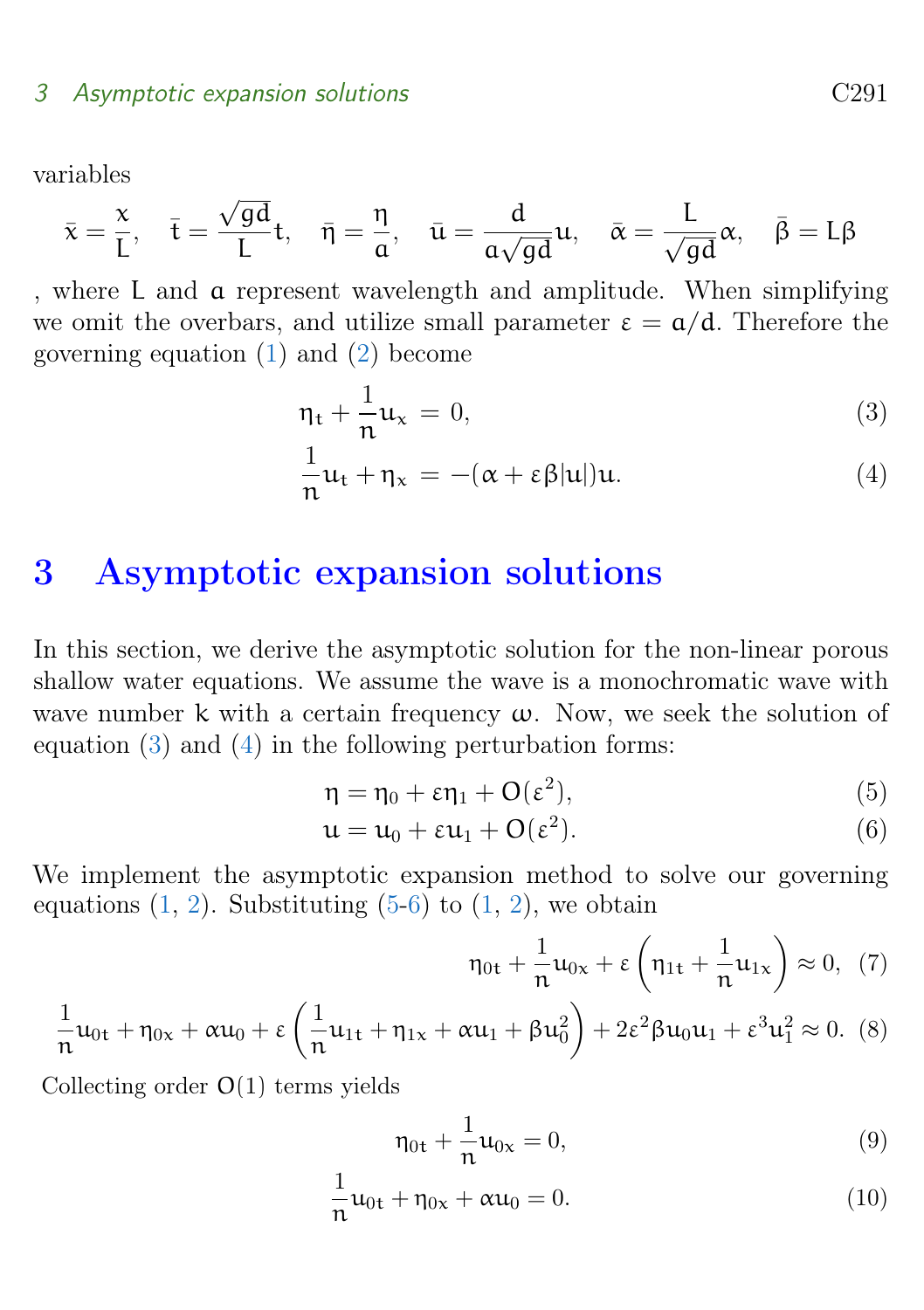variables

$$\bar{x} = \frac{x}{L}, \quad \bar{t} = \frac{\sqrt{gd}}{L}t, \quad \bar{\eta} = \frac{\eta}{a}, \quad \bar{u} = \frac{d}{a\sqrt{gd}}u, \quad \bar{\alpha} = \frac{L}{\sqrt{gd}}\alpha, \quad \bar{\beta} = L\beta$$

, where $L$ and $a$ represent wavelength and amplitude. When simplifying we omit the overbars, and utilize small parameter $\varepsilon = a/d$. Therefore the governing equation (1) and (2) become

$$\eta_t + \frac{1}{n}u_x = 0, \tag{3}$$

$$\frac{1}{n}u_t + \eta_x = -(\alpha + \varepsilon\beta|u|)u. \tag{4}$$

# 3 Asymptotic expansion solutions

In this section, we derive the asymptotic solution for the non-linear porous shallow water equations. We assume the wave is a monochromatic wave with wave number $k$ with a certain frequency $\omega$. Now, we seek the solution of equation (3) and (4) in the following perturbation forms:

$$\eta = \eta_0 + \varepsilon\eta_1 + O(\varepsilon^2), \tag{5}$$

$$u = u_0 + \varepsilon u_1 + O(\varepsilon^2). \tag{6}$$

We implement the asymptotic expansion method to solve our governing equations (1, 2). Substituting (5-6) to (1, 2), we obtain

$$\eta_{0t} + \frac{1}{n}u_{0x} + \varepsilon\left(\eta_{1t} + \frac{1}{n}u_{1x}\right) \approx 0, \tag{7}$$

$$\frac{1}{n}u_{0t} + \eta_{0x} + \alpha u_0 + \varepsilon\left(\frac{1}{n}u_{1t} + \eta_{1x} + \alpha u_1 + \beta u_0^2\right) + 2\varepsilon^2\beta u_0 u_1 + \varepsilon^3 u_1^2 \approx 0. \tag{8}$$

Collecting order $O(1)$ terms yields

$$\eta_{0t} + \frac{1}{n}u_{0x} = 0, \tag{9}$$

$$\frac{1}{n}u_{0t} + \eta_{0x} + \alpha u_0 = 0. \tag{10}$$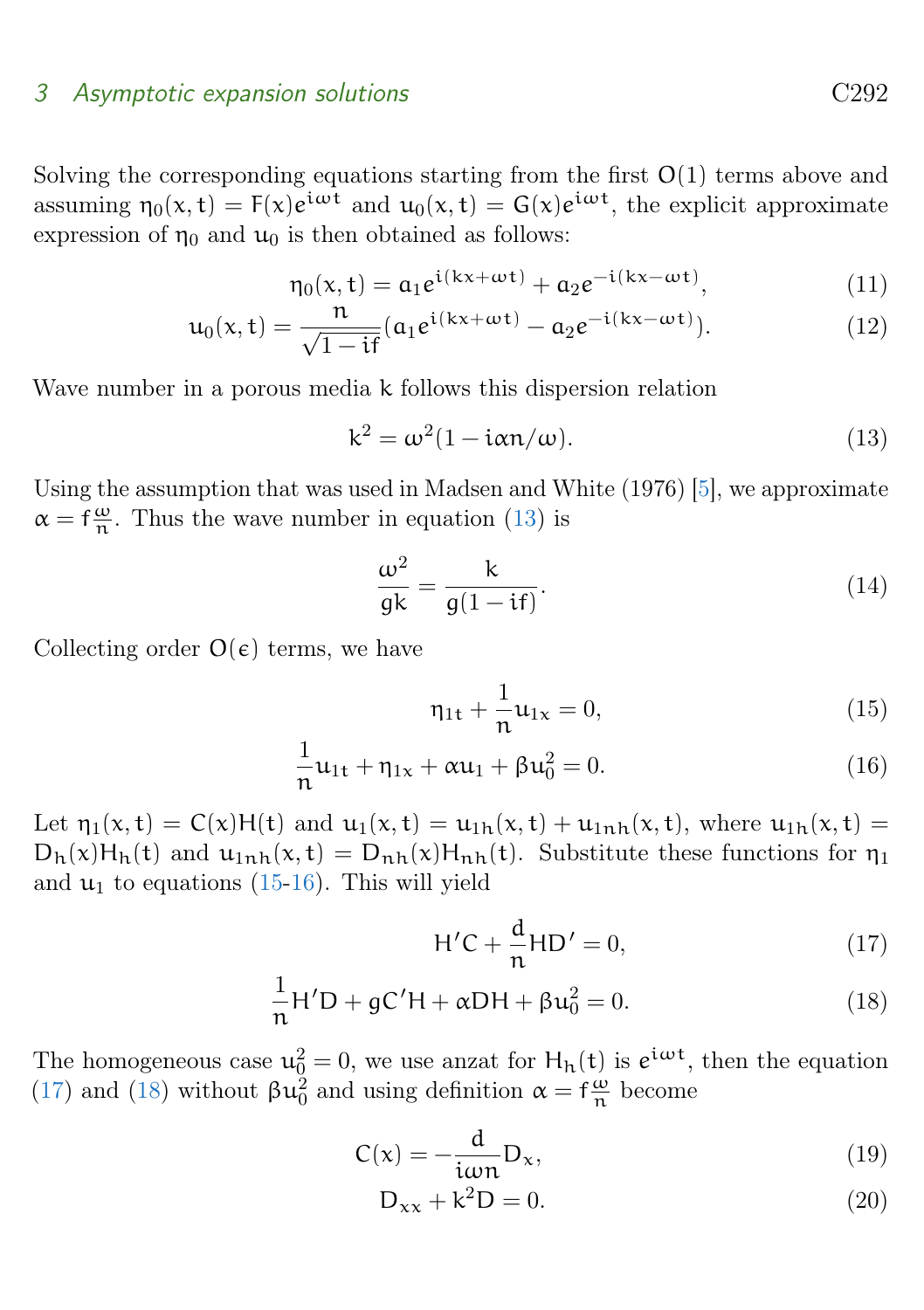Solving the corresponding equations starting from the first $O(1)$ terms above and assuming $\eta_0(x,t) = F(x)e^{i\omega t}$ and $u_0(x,t) = G(x)e^{i\omega t}$, the explicit approximate expression of $\eta_0$ and $u_0$ is then obtained as follows:

$$\eta_0(x,t) = a_1 e^{i(kx+\omega t)} + a_2 e^{-i(kx-\omega t)}, \tag{11}$$

$$u_0(x,t) = \frac{n}{\sqrt{1-if}}(a_1 e^{i(kx+\omega t)} - a_2 e^{-i(kx-\omega t)}). \tag{12}$$

Wave number in a porous media $k$ follows this dispersion relation

$$k^2 = \omega^2(1 - i\alpha n/\omega). \tag{13}$$

Using the assumption that was used in Madsen and White (1976) [5], we approximate $\alpha = f\frac{\omega}{n}$. Thus the wave number in equation (13) is

$$\frac{\omega^2}{gk} = \frac{k}{g(1-if)}. \tag{14}$$

Collecting order $O(\epsilon)$ terms, we have

$$\eta_{1t} + \frac{1}{n}u_{1x} = 0, \tag{15}$$

$$\frac{1}{n}u_{1t} + \eta_{1x} + \alpha u_1 + \beta u_0^2 = 0. \tag{16}$$

Let $\eta_1(x,t) = C(x)H(t)$ and $u_1(x,t) = u_{1h}(x,t) + u_{1nh}(x,t)$, where $u_{1h}(x,t) = D_h(x)H_h(t)$ and $u_{1nh}(x,t) = D_{nh}(x)H_{nh}(t)$. Substitute these functions for $\eta_1$ and $u_1$ to equations (15-16). This will yield

$$H'C + \frac{d}{n}HD' = 0, \tag{17}$$

$$\frac{1}{n}H'D + gC'H + \alpha DH + \beta u_0^2 = 0. \tag{18}$$

The homogeneous case $u_0^2 = 0$, we use anzat for $H_h(t)$ is $e^{i\omega t}$, then the equation (17) and (18) without $\beta u_0^2$ and using definition $\alpha = f\frac{\omega}{n}$ become

$$C(x) = -\frac{d}{i\omega n}D_x, \tag{19}$$

$$D_{xx} + k^2 D = 0. \tag{20}$$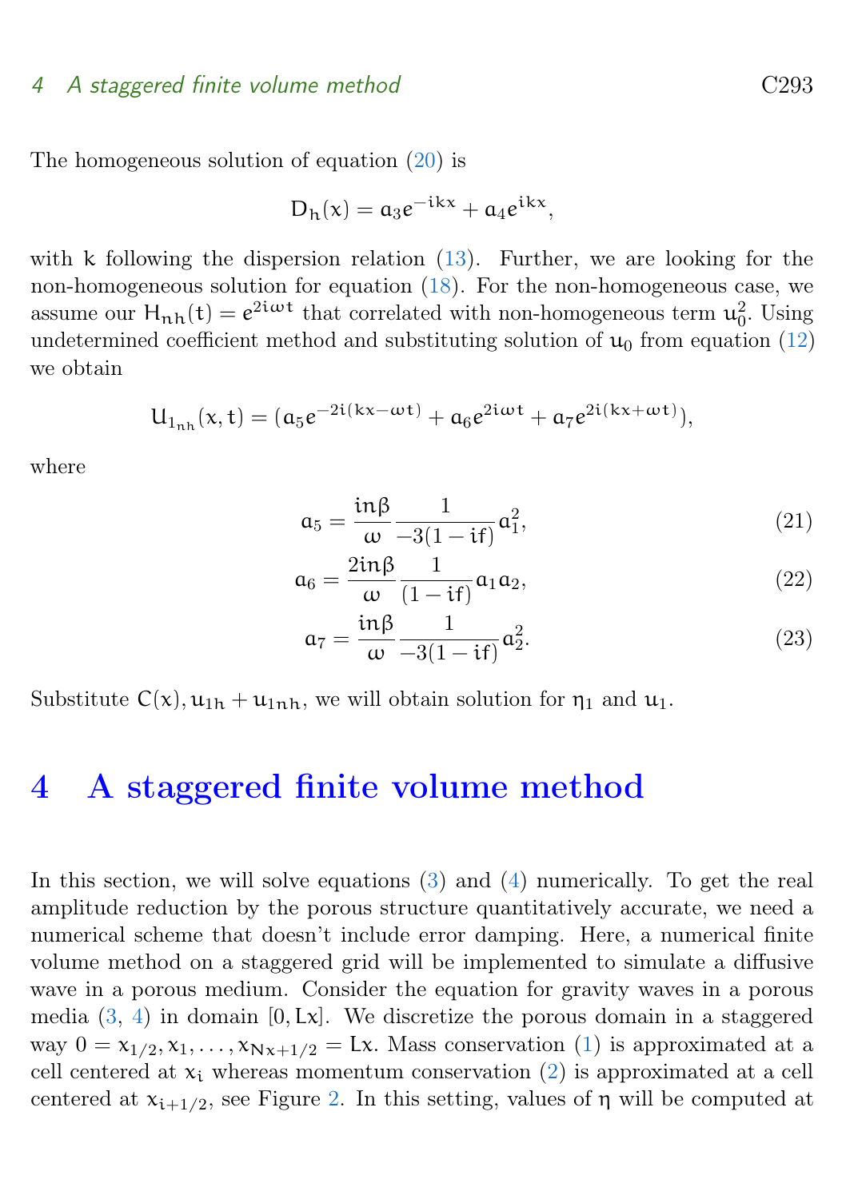The homogeneous solution of equation (20) is

$$D_h(x) = a_3 e^{-ikx} + a_4 e^{ikx},$$

with $k$ following the dispersion relation (13). Further, we are looking for the non-homogeneous solution for equation (18). For the non-homogeneous case, we assume our $H_{nh}(t) = e^{2i\omega t}$ that correlated with non-homogeneous term $u_0^2$. Using undetermined coefficient method and substituting solution of $u_0$ from equation (12) we obtain

$$U_{1_{nh}}(x,t) = (a_5 e^{-2i(kx-\omega t)} + a_6 e^{2i\omega t} + a_7 e^{2i(kx+\omega t)}),$$

where

$$a_5 = \frac{in\beta}{\omega} \frac{1}{-3(1-if)} a_1^2, \tag{21}$$

$$a_6 = \frac{2in\beta}{\omega} \frac{1}{(1-if)} a_1 a_2, \tag{22}$$

$$a_7 = \frac{in\beta}{\omega} \frac{1}{-3(1-if)} a_2^2. \tag{23}$$

Substitute $C(x), u_{1h} + u_{1nh}$, we will obtain solution for $\eta_1$ and $u_1$.

# 4 A staggered finite volume method

In this section, we will solve equations (3) and (4) numerically. To get the real amplitude reduction by the porous structure quantitatively accurate, we need a numerical scheme that doesn't include error damping. Here, a numerical finite volume method on a staggered grid will be implemented to simulate a diffusive wave in a porous medium. Consider the equation for gravity waves in a porous media (3, 4) in domain $[0, Lx]$. We discretize the porous domain in a staggered way $0 = x_{1/2}, x_1, \ldots, x_{Nx+1/2} = Lx$. Mass conservation (1) is approximated at a cell centered at $x_i$ whereas momentum conservation (2) is approximated at a cell centered at $x_{i+1/2}$, see Figure 2. In this setting, values of $\eta$ will be computed at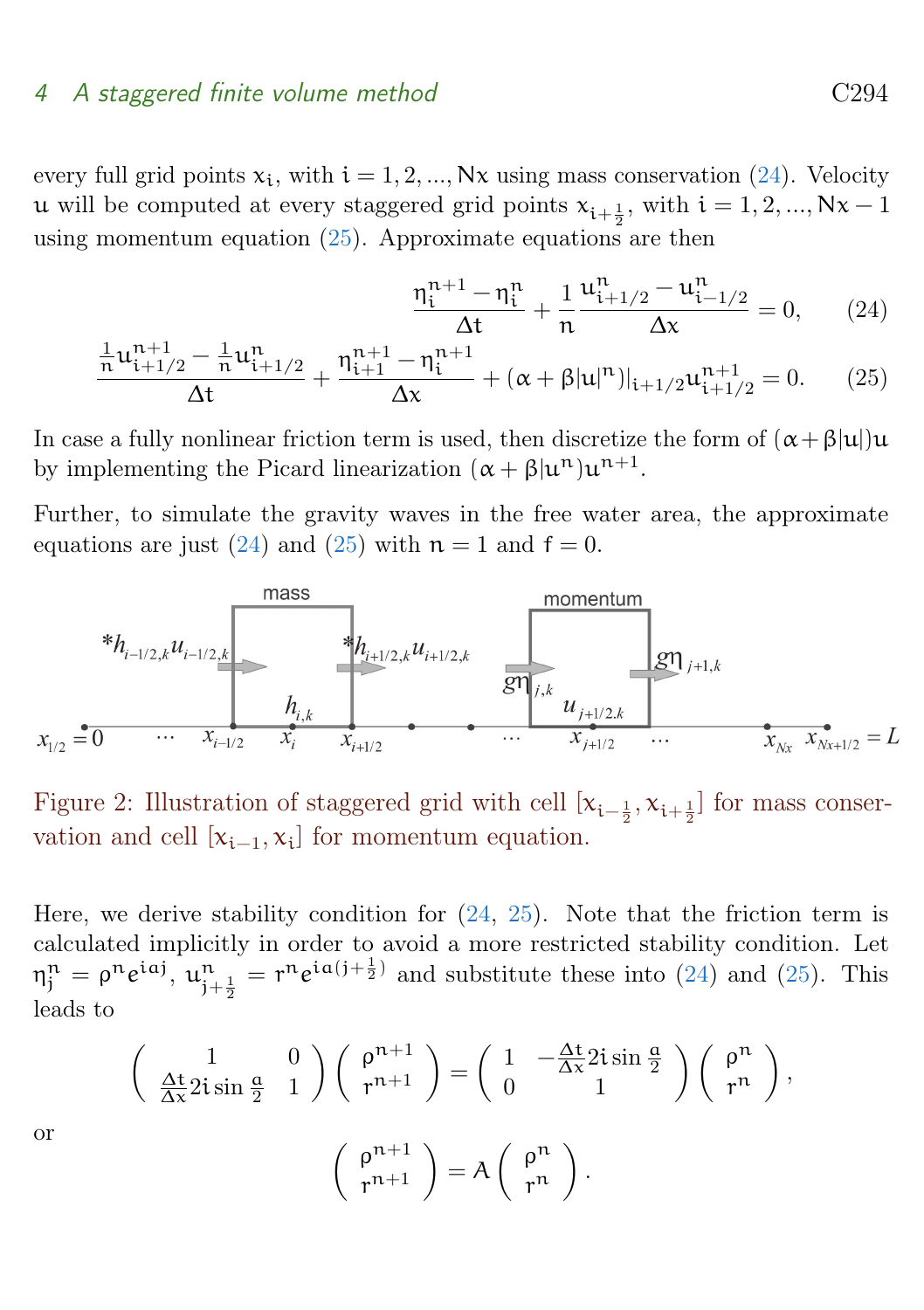every full grid points $x_i$, with $i = 1, 2, ..., Nx$ using mass conservation (24). Velocity $u$ will be computed at every staggered grid points $x_{i+\frac{1}{2}}$, with $i = 1, 2, ..., Nx - 1$ using momentum equation (25). Approximate equations are then

$$\frac{\eta_i^{n+1} - \eta_i^n}{\Delta t} + \frac{1}{n}\frac{u_{i+1/2}^n - u_{i-1/2}^n}{\Delta x} = 0, \qquad (24)$$

$$\frac{\frac{1}{n}u_{i+1/2}^{n+1} - \frac{1}{n}u_{i+1/2}^n}{\Delta t} + \frac{\eta_{i+1}^{n+1} - \eta_i^{n+1}}{\Delta x} + (\alpha + \beta|u|^n)|_{i+1/2}u_{i+1/2}^{n+1} = 0. \qquad (25)$$

In case a fully nonlinear friction term is used, then discretize the form of $(\alpha + \beta|u|)u$ by implementing the Picard linearization $(\alpha + \beta|u^n)u^{n+1}$.

Further, to simulate the gravity waves in the free water area, the approximate equations are just (24) and (25) with $n = 1$ and $f = 0$.

Figure 2: Illustration of staggered grid with cell $[x_{i-\frac{1}{2}}, x_{i+\frac{1}{2}}]$ for mass conservation and cell $[x_{i-1}, x_i]$ for momentum equation.

Here, we derive stability condition for (24, 25). Note that the friction term is calculated implicitly in order to avoid a more restricted stability condition. Let $\eta_j^n = \rho^n e^{iaj}$, $u_{j+\frac{1}{2}}^n = r^n e^{ia(j+\frac{1}{2})}$ and substitute these into (24) and (25). This leads to

$$\begin{pmatrix} 1 & 0 \\ \frac{\Delta t}{\Delta x}2i\sin\frac{a}{2} & 1 \end{pmatrix}\begin{pmatrix} \rho^{n+1} \\ r^{n+1} \end{pmatrix} = \begin{pmatrix} 1 & -\frac{\Delta t}{\Delta x}2i\sin\frac{a}{2} \\ 0 & 1 \end{pmatrix}\begin{pmatrix} \rho^n \\ r^n \end{pmatrix},$$

or

$$\begin{pmatrix} \rho^{n+1} \\ r^{n+1} \end{pmatrix} = A\begin{pmatrix} \rho^n \\ r^n \end{pmatrix}.$$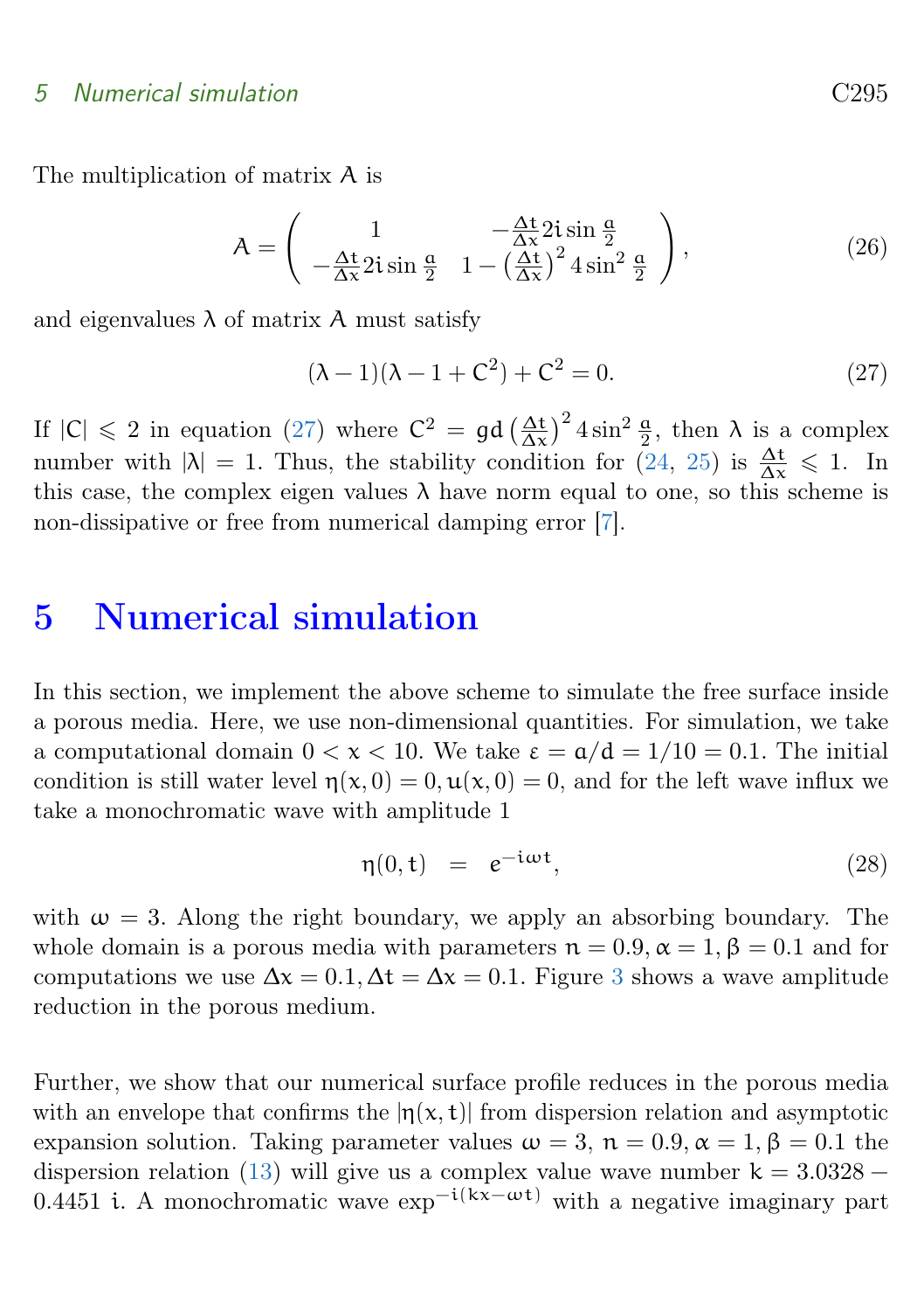The multiplication of matrix $A$ is

$$A = \begin{pmatrix} 1 & -\frac{\Delta t}{\Delta x} 2i \sin \frac{a}{2} \\ -\frac{\Delta t}{\Delta x} 2i \sin \frac{a}{2} & 1 - \left(\frac{\Delta t}{\Delta x}\right)^2 4 \sin^2 \frac{a}{2} \end{pmatrix}, \tag{26}$$

and eigenvalues $\lambda$ of matrix $A$ must satisfy

$$(\lambda - 1)(\lambda - 1 + C^2) + C^2 = 0. \tag{27}$$

If $|C| \leqslant 2$ in equation (27) where $C^2 = gd\left(\frac{\Delta t}{\Delta x}\right)^2 4 \sin^2 \frac{a}{2}$, then $\lambda$ is a complex number with $|\lambda| = 1$. Thus, the stability condition for (24, 25) is $\frac{\Delta t}{\Delta x} \leqslant 1$. In this case, the complex eigen values $\lambda$ have norm equal to one, so this scheme is non-dissipative or free from numerical damping error [7].

# 5 Numerical simulation

In this section, we implement the above scheme to simulate the free surface inside a porous media. Here, we use non-dimensional quantities. For simulation, we take a computational domain $0 < x < 10$. We take $\varepsilon = a/d = 1/10 = 0.1$. The initial condition is still water level $\eta(x, 0) = 0, u(x, 0) = 0$, and for the left wave influx we take a monochromatic wave with amplitude 1

$$\eta(0, t) \quad = \quad e^{-i\omega t}, \tag{28}$$

with $\omega = 3$. Along the right boundary, we apply an absorbing boundary. The whole domain is a porous media with parameters $n = 0.9, \alpha = 1, \beta = 0.1$ and for computations we use $\Delta x = 0.1, \Delta t = \Delta x = 0.1$. Figure 3 shows a wave amplitude reduction in the porous medium.

Further, we show that our numerical surface profile reduces in the porous media with an envelope that confirms the $|\eta(x, t)|$ from dispersion relation and asymptotic expansion solution. Taking parameter values $\omega = 3$, $n = 0.9, \alpha = 1, \beta = 0.1$ the dispersion relation (13) will give us a complex value wave number $k = 3.0328 - 0.4451\ i$. A monochromatic wave $\exp^{-i(kx - \omega t)}$ with a negative imaginary part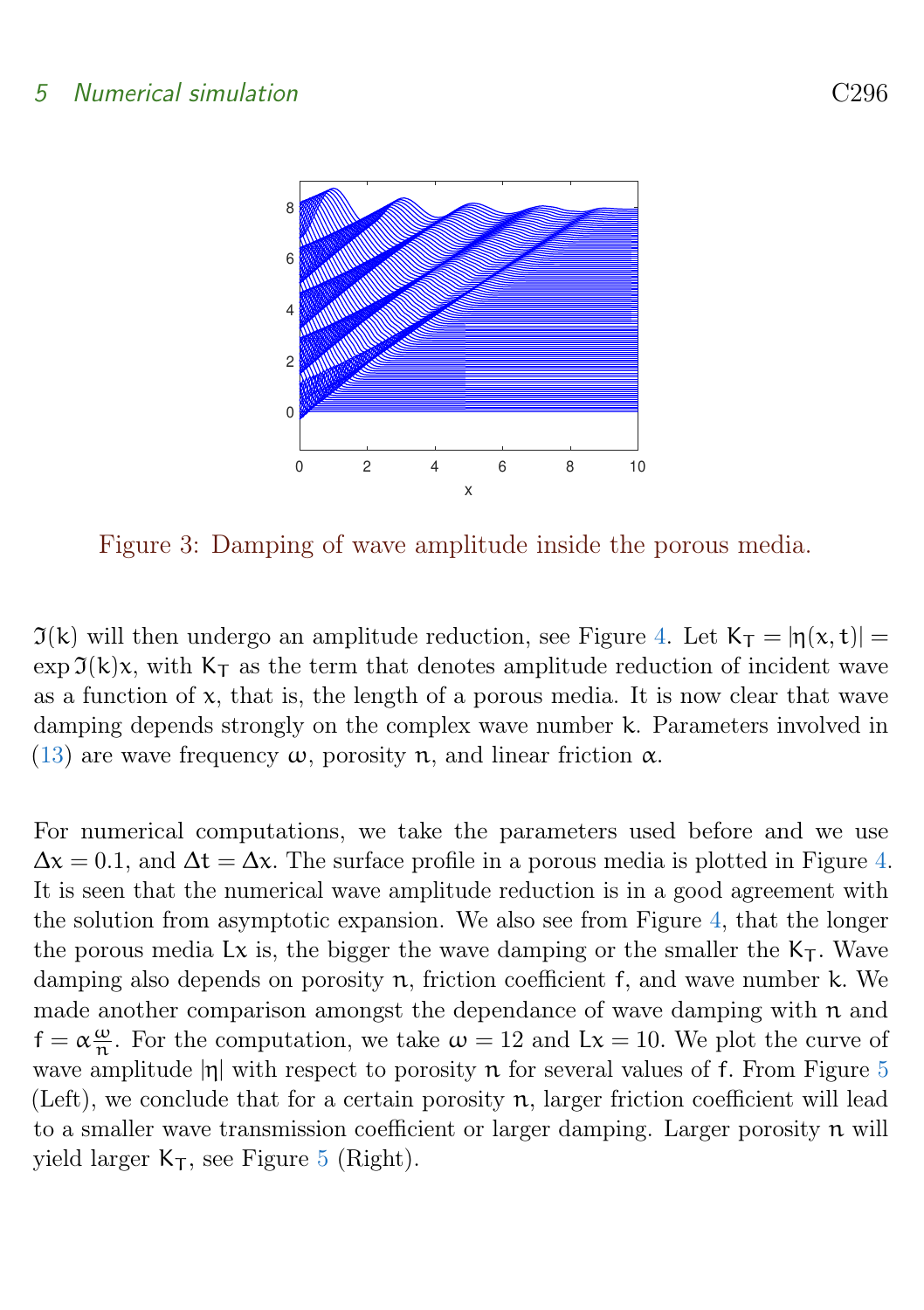Figure 3: Damping of wave amplitude inside the porous media.

$\Im(k)$ will then undergo an amplitude reduction, see Figure 4. Let $K_T = |\eta(x,t)| = \exp \Im(k)x$, with $K_T$ as the term that denotes amplitude reduction of incident wave as a function of $x$, that is, the length of a porous media. It is now clear that wave damping depends strongly on the complex wave number $k$. Parameters involved in (13) are wave frequency $\omega$, porosity $n$, and linear friction $\alpha$.

For numerical computations, we take the parameters used before and we use $\Delta x = 0.1$, and $\Delta t = \Delta x$. The surface profile in a porous media is plotted in Figure 4. It is seen that the numerical wave amplitude reduction is in a good agreement with the solution from asymptotic expansion. We also see from Figure 4, that the longer the porous media $Lx$ is, the bigger the wave damping or the smaller the $K_T$. Wave damping also depends on porosity $n$, friction coefficient $f$, and wave number $k$. We made another comparison amongst the dependance of wave damping with $n$ and $f = \alpha \frac{\omega}{n}$. For the computation, we take $\omega = 12$ and $Lx = 10$. We plot the curve of wave amplitude $|\eta|$ with respect to porosity $n$ for several values of $f$. From Figure 5 (Left), we conclude that for a certain porosity $n$, larger friction coefficient will lead to a smaller wave transmission coefficient or larger damping. Larger porosity $n$ will yield larger $K_T$, see Figure 5 (Right).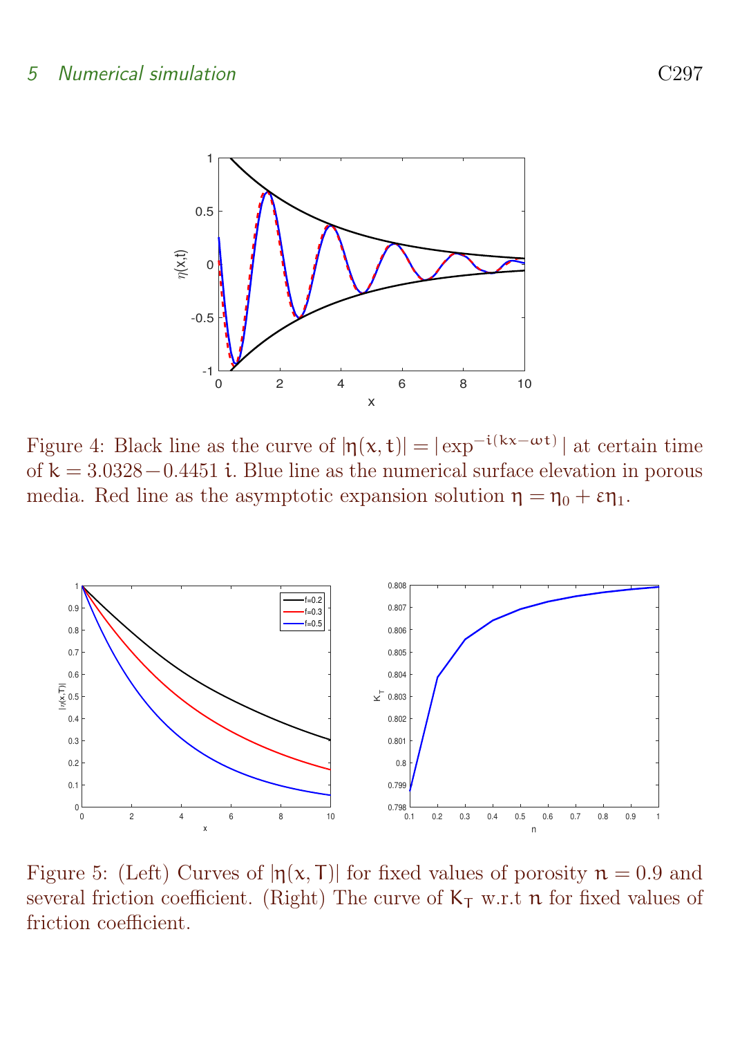Figure 4: Black line as the curve of $|\eta(x,t)| = |\exp^{-i(kx-\omega t)}|$ at certain time of $k = 3.0328 - 0.4451\, i$. Blue line as the numerical surface elevation in porous media. Red line as the asymptotic expansion solution $\eta = \eta_0 + \varepsilon\eta_1$.

Figure 5: (Left) Curves of $|\eta(x,T)|$ for fixed values of porosity $n = 0.9$ and several friction coefficient. (Right) The curve of $K_T$ w.r.t $n$ for fixed values of friction coefficient.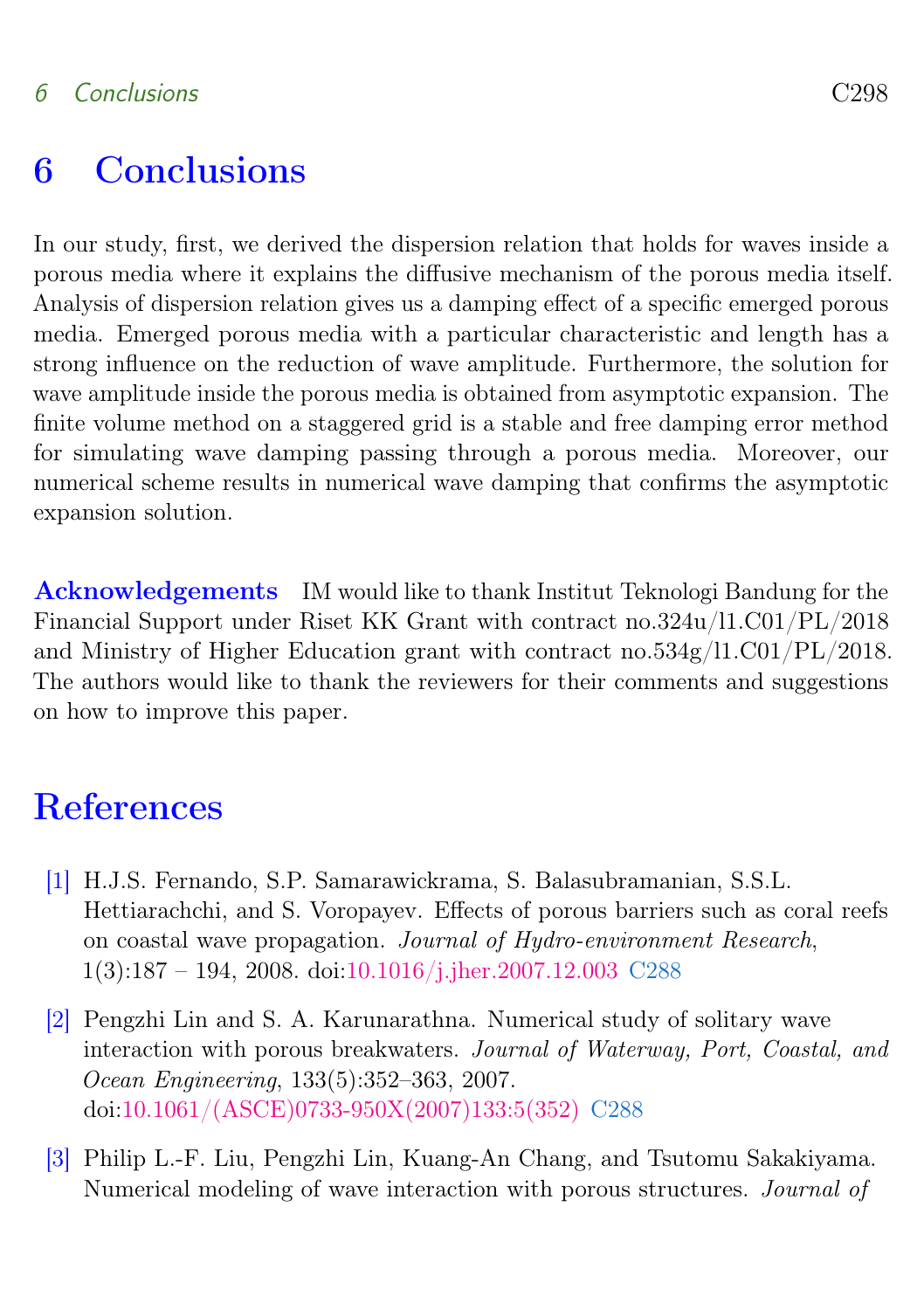# 6 Conclusions

In our study, first, we derived the dispersion relation that holds for waves inside a porous media where it explains the diffusive mechanism of the porous media itself. Analysis of dispersion relation gives us a damping effect of a specific emerged porous media. Emerged porous media with a particular characteristic and length has a strong influence on the reduction of wave amplitude. Furthermore, the solution for wave amplitude inside the porous media is obtained from asymptotic expansion. The finite volume method on a staggered grid is a stable and free damping error method for simulating wave damping passing through a porous media. Moreover, our numerical scheme results in numerical wave damping that confirms the asymptotic expansion solution.

**Acknowledgements** IM would like to thank Institut Teknologi Bandung for the Financial Support under Riset KK Grant with contract no.324u/I1.C01/PL/2018 and Ministry of Higher Education grant with contract no.534g/I1.C01/PL/2018. The authors would like to thank the reviewers for their comments and suggestions on how to improve this paper.

# References

[1] H.J.S. Fernando, S.P. Samarawickrama, S. Balasubramanian, S.S.L. Hettiarachchi, and S. Voropayev. Effects of porous barriers such as coral reefs on coastal wave propagation. *Journal of Hydro-environment Research*, 1(3):187 – 194, 2008. doi:10.1016/j.jher.2007.12.003 C288

[2] Pengzhi Lin and S. A. Karunarathna. Numerical study of solitary wave interaction with porous breakwaters. *Journal of Waterway, Port, Coastal, and Ocean Engineering*, 133(5):352–363, 2007. doi:10.1061/(ASCE)0733-950X(2007)133:5(352) C288

[3] Philip L.-F. Liu, Pengzhi Lin, Kuang-An Chang, and Tsutomu Sakakiyama. Numerical modeling of wave interaction with porous structures. *Journal of*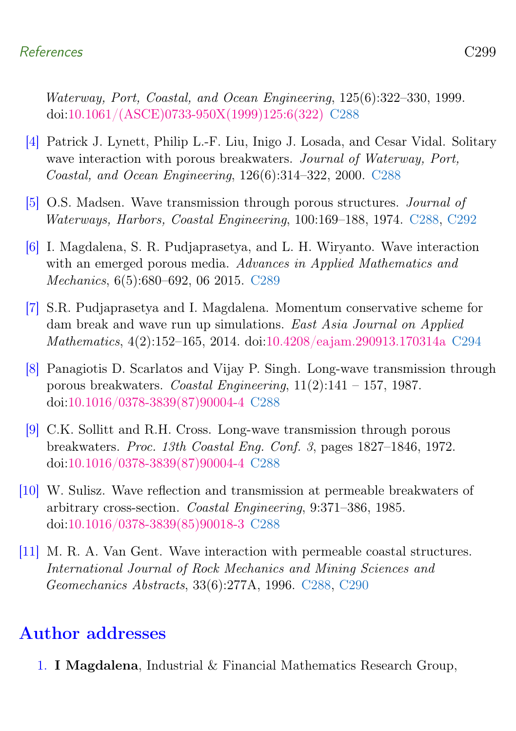*Waterway, Port, Coastal, and Ocean Engineering*, 125(6):322–330, 1999. doi:10.1061/(ASCE)0733-950X(1999)125:6(322) C288

[4] Patrick J. Lynett, Philip L.-F. Liu, Inigo J. Losada, and Cesar Vidal. Solitary wave interaction with porous breakwaters. *Journal of Waterway, Port, Coastal, and Ocean Engineering*, 126(6):314–322, 2000. C288

[5] O.S. Madsen. Wave transmission through porous structures. *Journal of Waterways, Harbors, Coastal Engineering*, 100:169–188, 1974. C288, C292

[6] I. Magdalena, S. R. Pudjaprasetya, and L. H. Wiryanto. Wave interaction with an emerged porous media. *Advances in Applied Mathematics and Mechanics*, 6(5):680–692, 06 2015. C289

[7] S.R. Pudjaprasetya and I. Magdalena. Momentum conservative scheme for dam break and wave run up simulations. *East Asia Journal on Applied Mathematics*, 4(2):152–165, 2014. doi:10.4208/eajam.290913.170314a C294

[8] Panagiotis D. Scarlatos and Vijay P. Singh. Long-wave transmission through porous breakwaters. *Coastal Engineering*, 11(2):141 – 157, 1987. doi:10.1016/0378-3839(87)90004-4 C288

[9] C.K. Sollitt and R.H. Cross. Long-wave transmission through porous breakwaters. *Proc. 13th Coastal Eng. Conf. 3*, pages 1827–1846, 1972. doi:10.1016/0378-3839(87)90004-4 C288

[10] W. Sulisz. Wave reflection and transmission at permeable breakwaters of arbitrary cross-section. *Coastal Engineering*, 9:371–386, 1985. doi:10.1016/0378-3839(85)90018-3 C288

[11] M. R. A. Van Gent. Wave interaction with permeable coastal structures. *International Journal of Rock Mechanics and Mining Sciences and Geomechanics Abstracts*, 33(6):277A, 1996. C288, C290

## Author addresses

1. **I Magdalena**, Industrial & Financial Mathematics Research Group,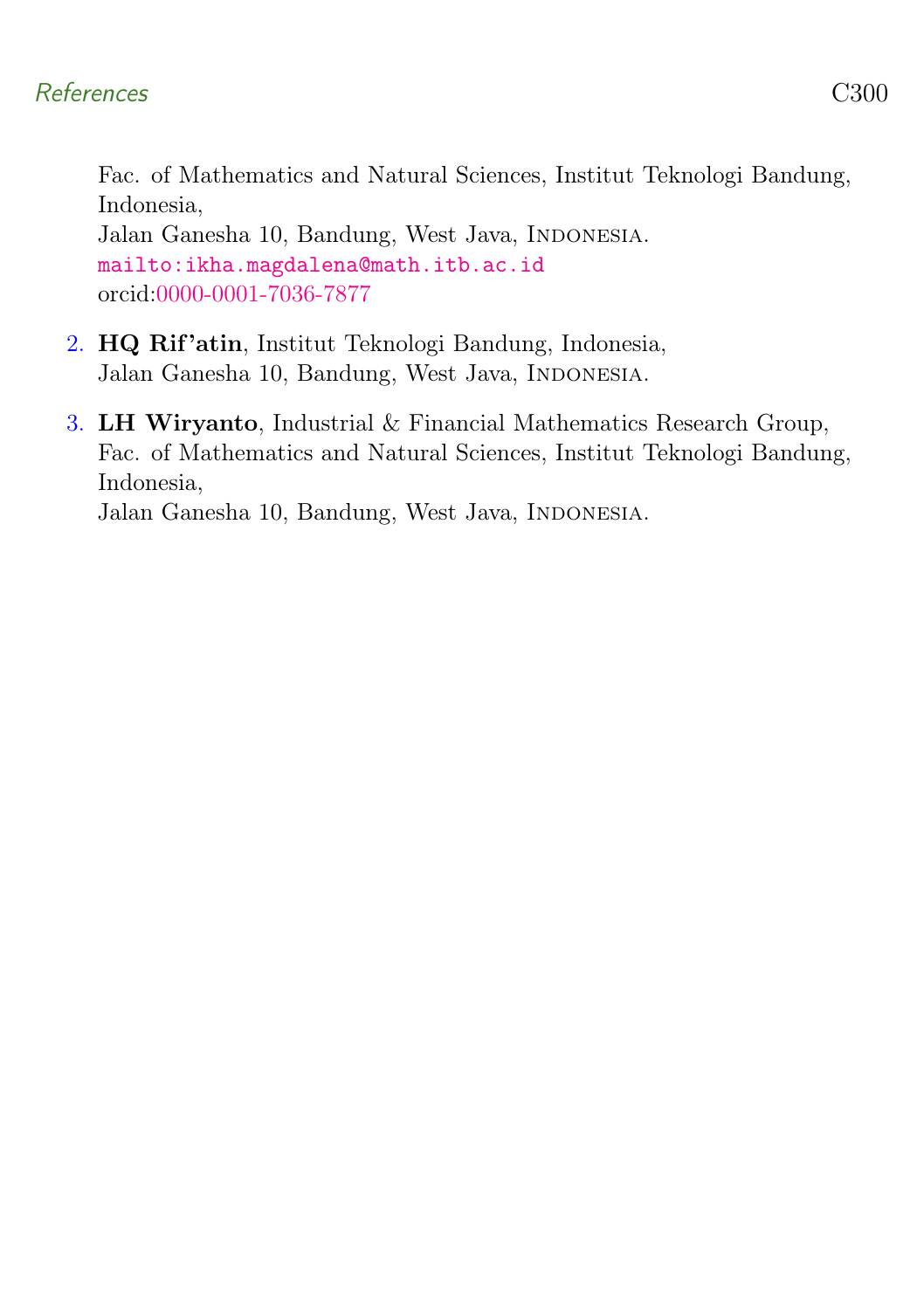Fac. of Mathematics and Natural Sciences, Institut Teknologi Bandung, Indonesia,
Jalan Ganesha 10, Bandung, West Java, Indonesia.
mailto:ikha.magdalena@math.itb.ac.id
orcid:0000-0001-7036-7877

2. **HQ Rif'atin**, Institut Teknologi Bandung, Indonesia,
Jalan Ganesha 10, Bandung, West Java, Indonesia.

3. **LH Wiryanto**, Industrial & Financial Mathematics Research Group,
Fac. of Mathematics and Natural Sciences, Institut Teknologi Bandung, Indonesia,
Jalan Ganesha 10, Bandung, West Java, Indonesia.